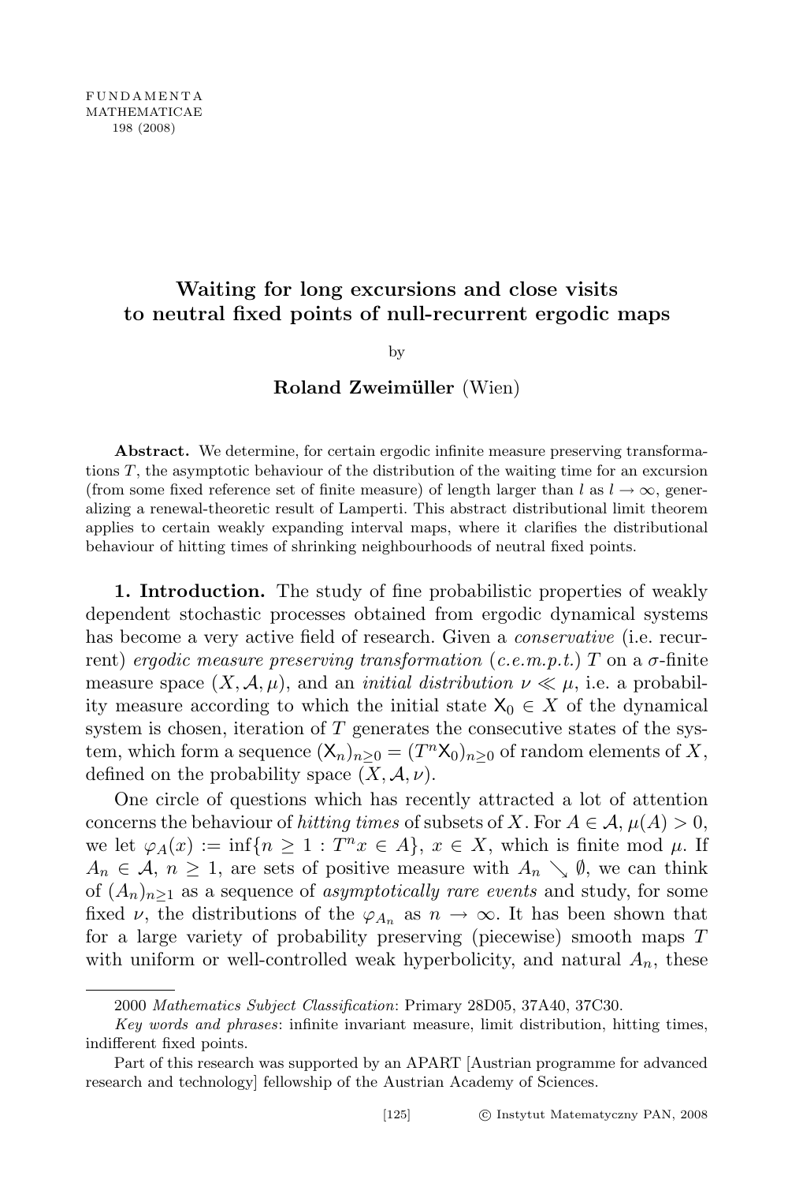# Waiting for long excursions and close visits to neutral fixed points of null-recurrent ergodic maps

by

**Roland Zweimüller** (Wien)

**Abstract.** We determine, for certain ergodic infinite measure preserving transformations $T$, the asymptotic behaviour of the distribution of the waiting time for an excursion (from some fixed reference set of finite measure) of length larger than $l$ as $l \to \infty$, generalizing a renewal-theoretic result of Lamperti. This abstract distributional limit theorem applies to certain weakly expanding interval maps, where it clarifies the distributional behaviour of hitting times of shrinking neighbourhoods of neutral fixed points.

**1. Introduction.** The study of fine probabilistic properties of weakly dependent stochastic processes obtained from ergodic dynamical systems has become a very active field of research. Given a *conservative* (i.e. recurrent) *ergodic measure preserving transformation* (*c.e.m.p.t.*) $T$ on a $\sigma$-finite measure space $(X, \mathcal{A}, \mu)$, and an *initial distribution* $\nu \ll \mu$, i.e. a probability measure according to which the initial state $\mathsf{X}_0 \in X$ of the dynamical system is chosen, iteration of $T$ generates the consecutive states of the system, which form a sequence $(\mathsf{X}_n)_{n\geq 0} = (T^n \mathsf{X}_0)_{n\geq 0}$ of random elements of $X$, defined on the probability space $(X, \mathcal{A}, \nu)$.

One circle of questions which has recently attracted a lot of attention concerns the behaviour of *hitting times* of subsets of $X$. For $A \in \mathcal{A}$, $\mu(A) > 0$, we let $\varphi_A(x) := \inf\{n \geq 1 : T^n x \in A\}$, $x \in X$, which is finite mod $\mu$. If $A_n \in \mathcal{A}$, $n \geq 1$, are sets of positive measure with $A_n \searrow \emptyset$, we can think of $(A_n)_{n\geq 1}$ as a sequence of *asymptotically rare events* and study, for some fixed $\nu$, the distributions of the $\varphi_{A_n}$ as $n \to \infty$. It has been shown that for a large variety of probability preserving (piecewise) smooth maps $T$ with uniform or well-controlled weak hyperbolicity, and natural $A_n$, these

---

2000 *Mathematics Subject Classification*: Primary 28D05, 37A40, 37C30.

*Key words and phrases*: infinite invariant measure, limit distribution, hitting times, indifferent fixed points.

Part of this research was supported by an APART [Austrian programme for advanced research and technology] fellowship of the Austrian Academy of Sciences.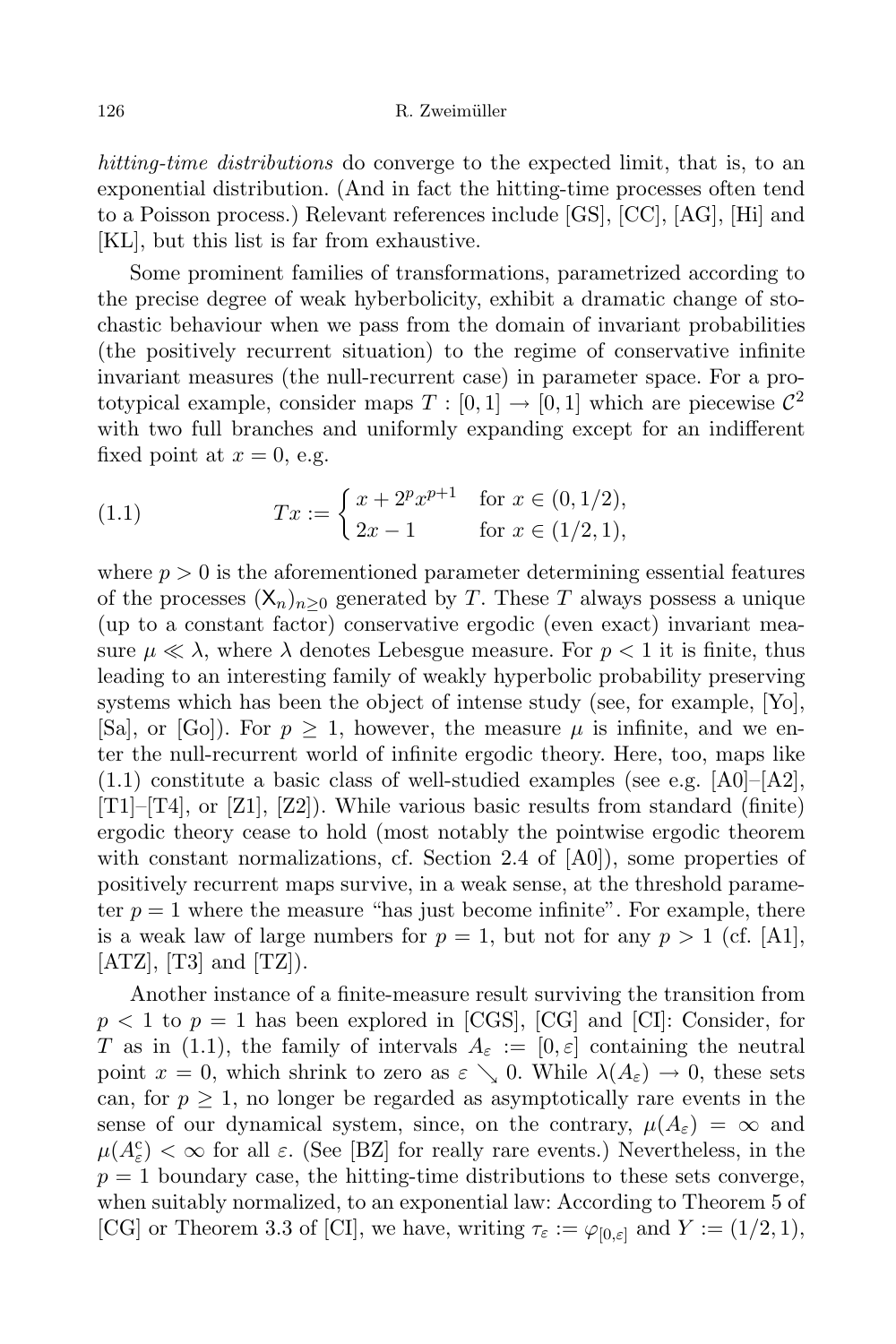*hitting-time distributions* do converge to the expected limit, that is, to an exponential distribution. (And in fact the hitting-time processes often tend to a Poisson process.) Relevant references include [GS], [CC], [AG], [Hi] and [KL], but this list is far from exhaustive.

Some prominent families of transformations, parametrized according to the precise degree of weak hyberbolicity, exhibit a dramatic change of stochastic behaviour when we pass from the domain of invariant probabilities (the positively recurrent situation) to the regime of conservative infinite invariant measures (the null-recurrent case) in parameter space. For a prototypical example, consider maps $T : [0,1] \to [0,1]$ which are piecewise $\mathcal{C}^2$ with two full branches and uniformly expanding except for an indifferent fixed point at $x = 0$, e.g.

$$
(1.1) \qquad Tx := \begin{cases} x + 2^p x^{p+1} & \text{for } x \in (0,1/2), \\ 2x - 1 & \text{for } x \in (1/2,1), \end{cases}
$$

where $p > 0$ is the aforementioned parameter determining essential features of the processes $(\mathsf{X}_n)_{n\geq 0}$ generated by $T$. These $T$ always possess a unique (up to a constant factor) conservative ergodic (even exact) invariant measure $\mu \ll \lambda$, where $\lambda$ denotes Lebesgue measure. For $p < 1$ it is finite, thus leading to an interesting family of weakly hyperbolic probability preserving systems which has been the object of intense study (see, for example, [Yo], [Sa], or [Go]). For $p \geq 1$, however, the measure $\mu$ is infinite, and we enter the null-recurrent world of infinite ergodic theory. Here, too, maps like (1.1) constitute a basic class of well-studied examples (see e.g. [A0]–[A2], [T1]–[T4], or [Z1], [Z2]). While various basic results from standard (finite) ergodic theory cease to hold (most notably the pointwise ergodic theorem with constant normalizations, cf. Section 2.4 of [A0]), some properties of positively recurrent maps survive, in a weak sense, at the threshold parameter $p = 1$ where the measure "has just become infinite". For example, there is a weak law of large numbers for $p = 1$, but not for any $p > 1$ (cf. [A1], [ATZ], [T3] and [TZ]).

Another instance of a finite-measure result surviving the transition from $p < 1$ to $p = 1$ has been explored in [CGS], [CG] and [CI]: Consider, for $T$ as in (1.1), the family of intervals $A_\varepsilon := [0,\varepsilon]$ containing the neutral point $x = 0$, which shrink to zero as $\varepsilon \searrow 0$. While $\lambda(A_\varepsilon) \to 0$, these sets can, for $p \geq 1$, no longer be regarded as asymptotically rare events in the sense of our dynamical system, since, on the contrary, $\mu(A_\varepsilon) = \infty$ and $\mu(A_\varepsilon^{\mathrm{c}}) < \infty$ for all $\varepsilon$. (See [BZ] for really rare events.) Nevertheless, in the $p = 1$ boundary case, the hitting-time distributions to these sets converge, when suitably normalized, to an exponential law: According to Theorem 5 of [CG] or Theorem 3.3 of [CI], we have, writing $\tau_\varepsilon := \varphi_{[0,\varepsilon]}$ and $Y := (1/2, 1)$,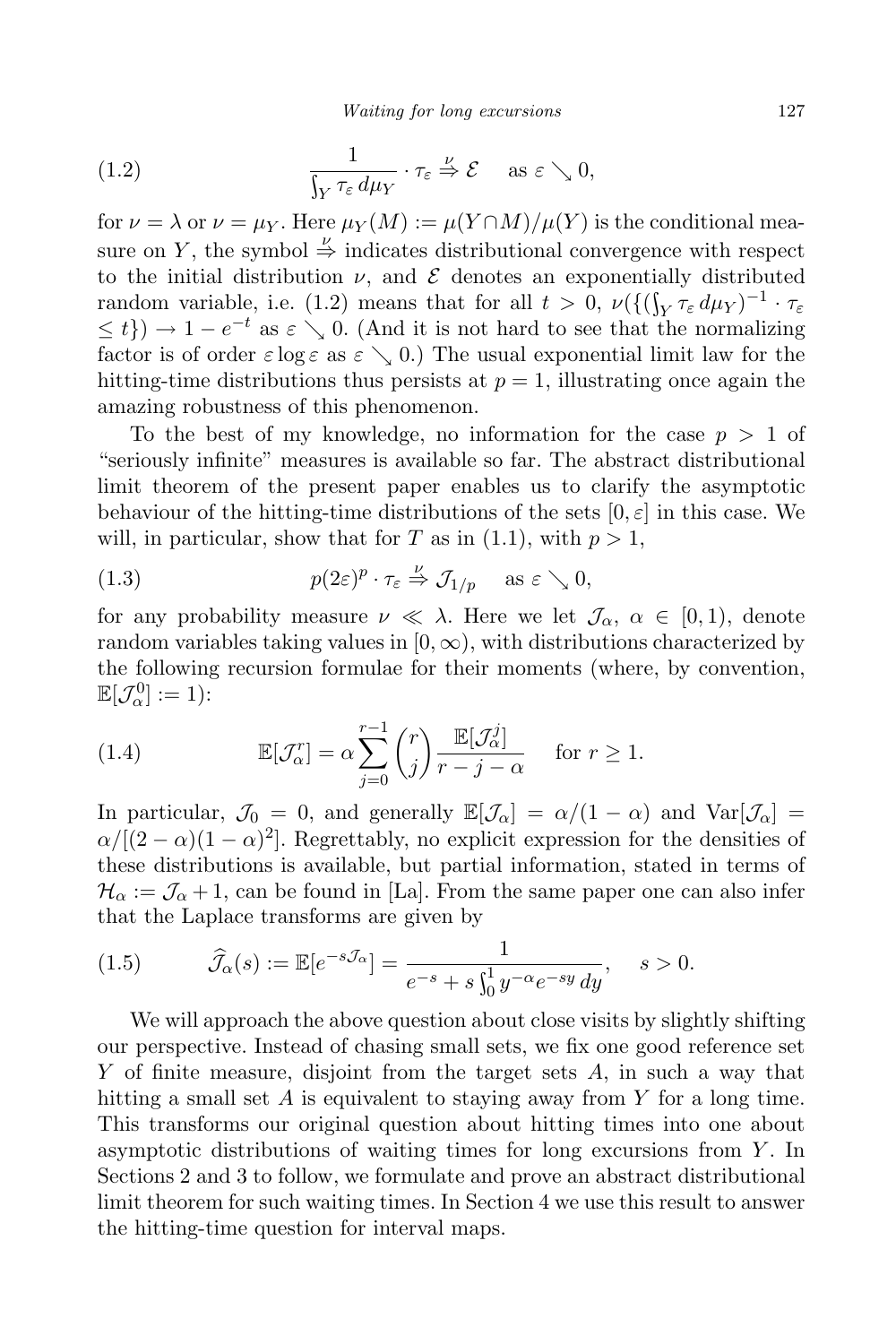$$\frac{1}{\int_Y \tau_\varepsilon \, d\mu_Y} \cdot \tau_\varepsilon \overset{\nu}{\Rightarrow} \mathcal{E} \quad \text{as } \varepsilon \searrow 0, \tag{1.2}$$

for $\nu = \lambda$ or $\nu = \mu_Y$. Here $\mu_Y(M) := \mu(Y \cap M)/\mu(Y)$ is the conditional measure on $Y$, the symbol $\overset{\nu}{\Rightarrow}$ indicates distributional convergence with respect to the initial distribution $\nu$, and $\mathcal{E}$ denotes an exponentially distributed random variable, i.e. (1.2) means that for all $t > 0$, $\nu(\{(\int_Y \tau_\varepsilon \, d\mu_Y)^{-1} \cdot \tau_\varepsilon \leq t\}) \to 1 - e^{-t}$ as $\varepsilon \searrow 0$. (And it is not hard to see that the normalizing factor is of order $\varepsilon \log \varepsilon$ as $\varepsilon \searrow 0$.) The usual exponential limit law for the hitting-time distributions thus persists at $p = 1$, illustrating once again the amazing robustness of this phenomenon.

To the best of my knowledge, no information for the case $p > 1$ of "seriously infinite" measures is available so far. The abstract distributional limit theorem of the present paper enables us to clarify the asymptotic behaviour of the hitting-time distributions of the sets $[0, \varepsilon]$ in this case. We will, in particular, show that for $T$ as in (1.1), with $p > 1$,

$$p(2\varepsilon)^p \cdot \tau_\varepsilon \overset{\nu}{\Rightarrow} \mathcal{J}_{1/p} \quad \text{as } \varepsilon \searrow 0, \tag{1.3}$$

for any probability measure $\nu \ll \lambda$. Here we let $\mathcal{J}_\alpha$, $\alpha \in [0, 1)$, denote random variables taking values in $[0, \infty)$, with distributions characterized by the following recursion formulae for their moments (where, by convention, $\mathbb{E}[\mathcal{J}_\alpha^0] := 1$):

$$\mathbb{E}[\mathcal{J}_\alpha^r] = \alpha \sum_{j=0}^{r-1} \binom{r}{j} \frac{\mathbb{E}[\mathcal{J}_\alpha^j]}{r - j - \alpha} \quad \text{for } r \geq 1. \tag{1.4}$$

In particular, $\mathcal{J}_0 = 0$, and generally $\mathbb{E}[\mathcal{J}_\alpha] = \alpha/(1 - \alpha)$ and $\operatorname{Var}[\mathcal{J}_\alpha] = \alpha/[(2 - \alpha)(1 - \alpha)^2]$. Regrettably, no explicit expression for the densities of these distributions is available, but partial information, stated in terms of $\mathcal{H}_\alpha := \mathcal{J}_\alpha + 1$, can be found in [La]. From the same paper one can also infer that the Laplace transforms are given by

$$\widehat{\mathcal{J}}_\alpha(s) := \mathbb{E}[e^{-s\mathcal{J}_\alpha}] = \frac{1}{e^{-s} + s \int_0^1 y^{-\alpha} e^{-sy} \, dy}, \quad s > 0. \tag{1.5}$$

We will approach the above question about close visits by slightly shifting our perspective. Instead of chasing small sets, we fix one good reference set $Y$ of finite measure, disjoint from the target sets $A$, in such a way that hitting a small set $A$ is equivalent to staying away from $Y$ for a long time. This transforms our original question about hitting times into one about asymptotic distributions of waiting times for long excursions from $Y$. In Sections 2 and 3 to follow, we formulate and prove an abstract distributional limit theorem for such waiting times. In Section 4 we use this result to answer the hitting-time question for interval maps.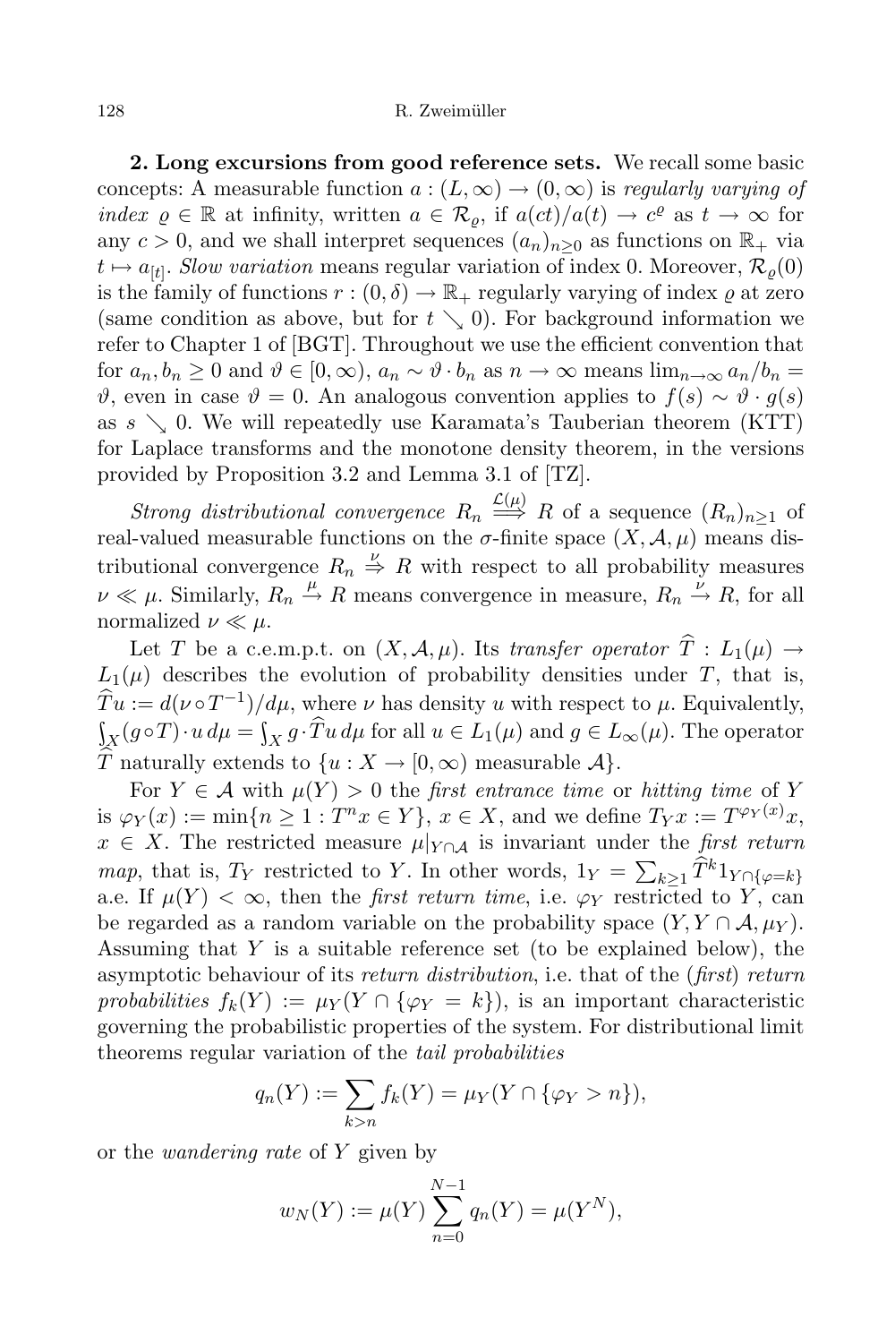**2. Long excursions from good reference sets.** We recall some basic concepts: A measurable function $a : (L, \infty) \to (0, \infty)$ is *regularly varying of index* $\varrho \in \mathbb{R}$ at infinity, written $a \in \mathcal{R}_\varrho$, if $a(ct)/a(t) \to c^\varrho$ as $t \to \infty$ for any $c > 0$, and we shall interpret sequences $(a_n)_{n\geq 0}$ as functions on $\mathbb{R}_+$ via $t \mapsto a_{[t]}$. *Slow variation* means regular variation of index 0. Moreover, $\mathcal{R}_\varrho(0)$ is the family of functions $r : (0, \delta) \to \mathbb{R}_+$ regularly varying of index $\varrho$ at zero (same condition as above, but for $t \searrow 0$). For background information we refer to Chapter 1 of [BGT]. Throughout we use the efficient convention that for $a_n, b_n \geq 0$ and $\vartheta \in [0, \infty)$, $a_n \sim \vartheta \cdot b_n$ as $n \to \infty$ means $\lim_{n\to\infty} a_n/b_n = \vartheta$, even in case $\vartheta = 0$. An analogous convention applies to $f(s) \sim \vartheta \cdot g(s)$ as $s \searrow 0$. We will repeatedly use Karamata's Tauberian theorem (KTT) for Laplace transforms and the monotone density theorem, in the versions provided by Proposition 3.2 and Lemma 3.1 of [TZ].

*Strong distributional convergence* $R_n \overset{\mathcal{L}(\mu)}{\Longrightarrow} R$ of a sequence $(R_n)_{n\geq 1}$ of real-valued measurable functions on the $\sigma$-finite space $(X, \mathcal{A}, \mu)$ means distributional convergence $R_n \overset{\nu}{\Rightarrow} R$ with respect to all probability measures $\nu \ll \mu$. Similarly, $R_n \overset{\mu}{\to} R$ means convergence in measure, $R_n \overset{\nu}{\to} R$, for all normalized $\nu \ll \mu$.

Let $T$ be a c.e.m.p.t. on $(X, \mathcal{A}, \mu)$. Its *transfer operator* $\widehat{T} : L_1(\mu) \to L_1(\mu)$ describes the evolution of probability densities under $T$, that is, $\widehat{T}u := d(\nu \circ T^{-1})/d\mu$, where $\nu$ has density $u$ with respect to $\mu$. Equivalently, $\int_X (g \circ T) \cdot u \, d\mu = \int_X g \cdot \widehat{T}u \, d\mu$ for all $u \in L_1(\mu)$ and $g \in L_\infty(\mu)$. The operator $\widehat{T}$ naturally extends to $\{u : X \to [0, \infty) \text{ measurable } \mathcal{A}\}$.

For $Y \in \mathcal{A}$ with $\mu(Y) > 0$ the *first entrance time* or *hitting time* of $Y$ is $\varphi_Y(x) := \min\{n \geq 1 : T^n x \in Y\}$, $x \in X$, and we define $T_Y x := T^{\varphi_Y(x)} x$, $x \in X$. The restricted measure $\mu|_{Y\cap\mathcal{A}}$ is invariant under the *first return map*, that is, $T_Y$ restricted to $Y$. In other words, $1_Y = \sum_{k\geq 1} \widehat{T}^k 1_{Y\cap\{\varphi=k\}}$ a.e. If $\mu(Y) < \infty$, then the *first return time*, i.e. $\varphi_Y$ restricted to $Y$, can be regarded as a random variable on the probability space $(Y, Y \cap \mathcal{A}, \mu_Y)$. Assuming that $Y$ is a suitable reference set (to be explained below), the asymptotic behaviour of its *return distribution*, i.e. that of the (*first*) *return probabilities* $f_k(Y) := \mu_Y(Y \cap \{\varphi_Y = k\})$, is an important characteristic governing the probabilistic properties of the system. For distributional limit theorems regular variation of the *tail probabilities*

$$q_n(Y) := \sum_{k>n} f_k(Y) = \mu_Y(Y \cap \{\varphi_Y > n\}),$$

or the *wandering rate* of $Y$ given by

$$w_N(Y) := \mu(Y) \sum_{n=0}^{N-1} q_n(Y) = \mu(Y^N),$$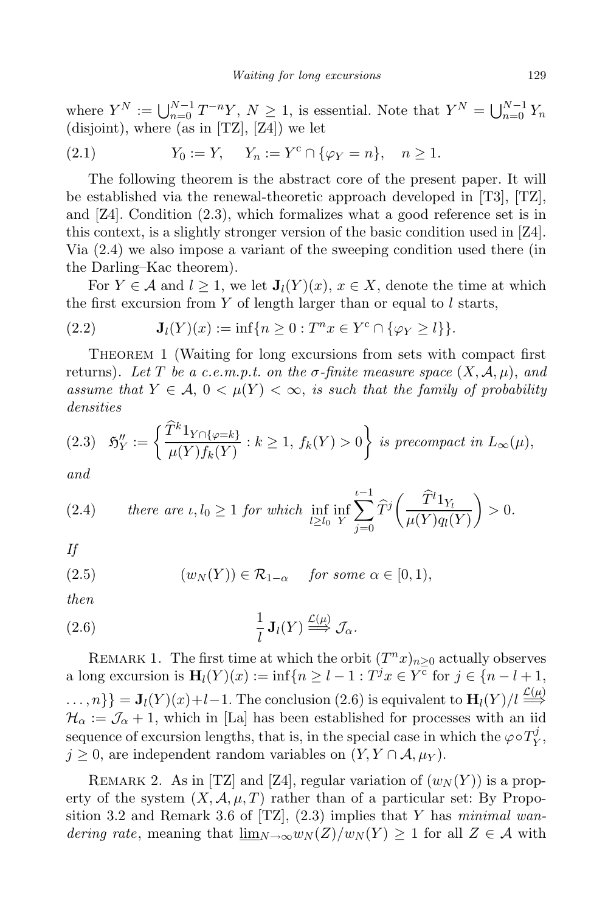where $Y^N := \bigcup_{n=0}^{N-1} T^{-n}Y$, $N \geq 1$, is essential. Note that $Y^N = \bigcup_{n=0}^{N-1} Y_n$ (disjoint), where (as in [TZ], [Z4]) we let

$$
(2.1) \qquad Y_0 := Y, \quad Y_n := Y^c \cap \{\varphi_Y = n\}, \quad n \geq 1.
$$

The following theorem is the abstract core of the present paper. It will be established via the renewal-theoretic approach developed in [T3], [TZ], and [Z4]. Condition (2.3), which formalizes what a good reference set is in this context, is a slightly stronger version of the basic condition used in [Z4]. Via (2.4) we also impose a variant of the sweeping condition used there (in the Darling–Kac theorem).

For $Y \in \mathcal{A}$ and $l \geq 1$, we let $\mathbf{J}_l(Y)(x)$, $x \in X$, denote the time at which the first excursion from $Y$ of length larger than or equal to $l$ starts,

$$
(2.2) \qquad \mathbf{J}_l(Y)(x) := \inf\{n \geq 0 : T^n x \in Y^c \cap \{\varphi_Y \geq l\}\}.
$$

Theorem 1 (Waiting for long excursions from sets with compact first returns). *Let $T$ be a c.e.m.p.t. on the $\sigma$-finite measure space $(X, \mathcal{A}, \mu)$, and assume that $Y \in \mathcal{A}$, $0 < \mu(Y) < \infty$, is such that the family of probability densities*

$$
(2.3) \quad \mathfrak{H}''_Y := \left\{ \frac{\widehat{T}^k 1_{Y \cap \{\varphi = k\}}}{\mu(Y) f_k(Y)} : k \geq 1,\ f_k(Y) > 0 \right\} \text{ is precompact in } L_\infty(\mu),
$$

*and*

$$
(2.4) \qquad \text{there are } \iota, l_0 \geq 1 \text{ for which } \inf_{l \geq l_0} \inf_Y \sum_{j=0}^{\iota-1} \widehat{T}^j \left( \frac{\widehat{T}^l 1_{Y_l}}{\mu(Y) q_l(Y)} \right) > 0.
$$

*If*

$$
(2.5) \qquad (w_N(Y)) \in \mathcal{R}_{1-\alpha} \quad \text{for some } \alpha \in [0,1),
$$

*then*

$$
(2.6) \qquad \frac{1}{l} \mathbf{J}_l(Y) \overset{\mathcal{L}(\mu)}{\Longrightarrow} \mathcal{J}_\alpha.
$$

Remark 1. The first time at which the orbit $(T^n x)_{n \geq 0}$ actually observes a long excursion is $\mathbf{H}_l(Y)(x) := \inf\{n \geq l-1 : T^j x \in Y^c \text{ for } j \in \{n-l+1, \dots, n\}\} = \mathbf{J}_l(Y)(x) + l - 1$. The conclusion (2.6) is equivalent to $\mathbf{H}_l(Y)/l \overset{\mathcal{L}(\mu)}{\Longrightarrow} \mathcal{H}_\alpha := \mathcal{J}_\alpha + 1$, which in [La] has been established for processes with an iid sequence of excursion lengths, that is, in the special case in which the $\varphi \circ T_Y^j$, $j \geq 0$, are independent random variables on $(Y, Y \cap \mathcal{A}, \mu_Y)$.

Remark 2. As in [TZ] and [Z4], regular variation of $(w_N(Y))$ is a property of the system $(X, \mathcal{A}, \mu, T)$ rather than of a particular set: By Proposition 3.2 and Remark 3.6 of [TZ], (2.3) implies that $Y$ has *minimal wandering rate*, meaning that $\underline{\lim}_{N\to\infty} w_N(Z)/w_N(Y) \geq 1$ for all $Z \in \mathcal{A}$ with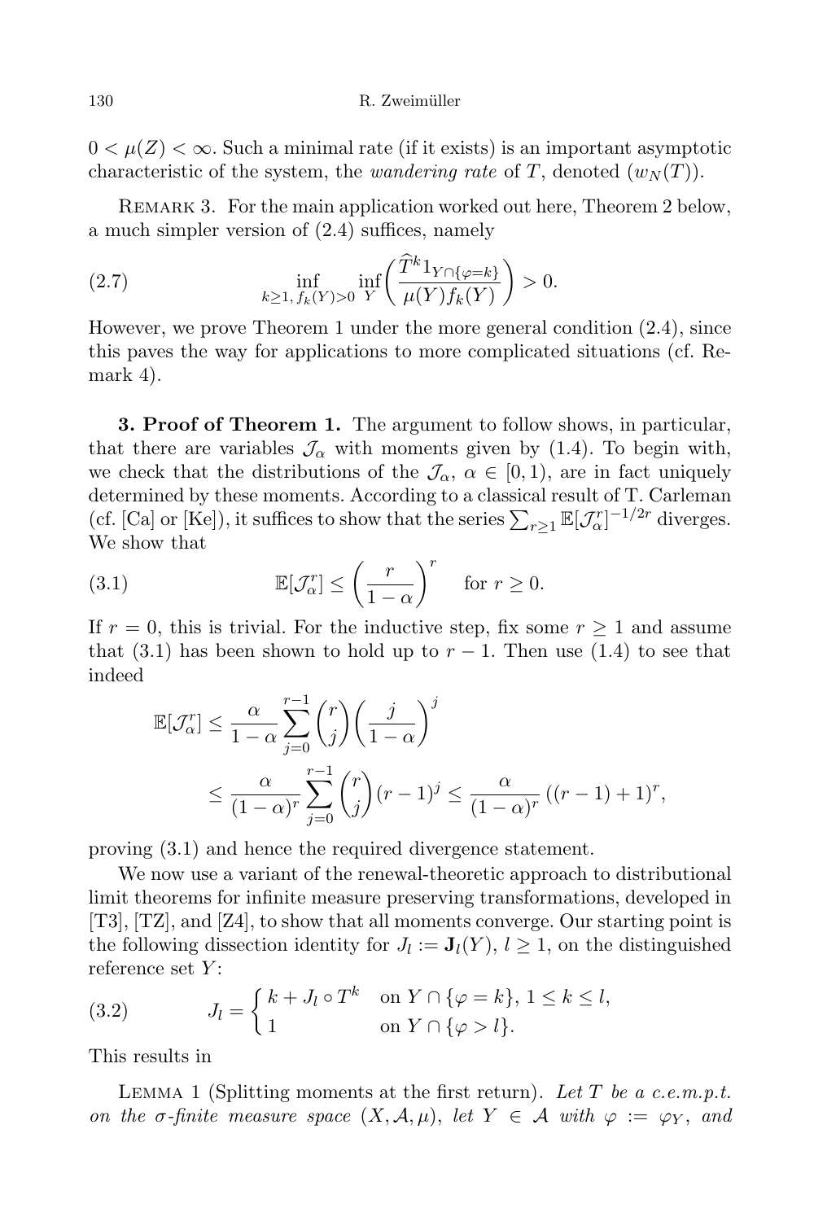$0 < \mu(Z) < \infty$. Such a minimal rate (if it exists) is an important asymptotic characteristic of the system, the *wandering rate* of $T$, denoted $(w_N(T))$.

REMARK 3. For the main application worked out here, Theorem 2 below, a much simpler version of (2.4) suffices, namely

$$\inf_{k\geq 1,\, f_k(Y)>0} \inf_Y \left( \frac{\widehat{T}^k 1_{Y\cap\{\varphi=k\}}}{\mu(Y) f_k(Y)} \right) > 0. \tag{2.7}$$

However, we prove Theorem 1 under the more general condition (2.4), since this paves the way for applications to more complicated situations (cf. Remark 4).

**3. Proof of Theorem 1.** The argument to follow shows, in particular, that there are variables $\mathcal{J}_\alpha$ with moments given by (1.4). To begin with, we check that the distributions of the $\mathcal{J}_\alpha$, $\alpha \in [0,1)$, are in fact uniquely determined by these moments. According to a classical result of T. Carleman (cf. [Ca] or [Ke]), it suffices to show that the series $\sum_{r\geq 1} \mathbb{E}[\mathcal{J}_\alpha^r]^{-1/2r}$ diverges. We show that

$$\mathbb{E}[\mathcal{J}_\alpha^r] \leq \left( \frac{r}{1-\alpha} \right)^r \quad \text{for } r \geq 0. \tag{3.1}$$

If $r = 0$, this is trivial. For the inductive step, fix some $r \geq 1$ and assume that (3.1) has been shown to hold up to $r-1$. Then use (1.4) to see that indeed

$$\begin{aligned}
\mathbb{E}[\mathcal{J}_\alpha^r] &\leq \frac{\alpha}{1-\alpha} \sum_{j=0}^{r-1} \binom{r}{j} \left( \frac{j}{1-\alpha} \right)^j \\
&\leq \frac{\alpha}{(1-\alpha)^r} \sum_{j=0}^{r-1} \binom{r}{j} (r-1)^j \leq \frac{\alpha}{(1-\alpha)^r} \left( (r-1)+1 \right)^r,
\end{aligned}$$

proving (3.1) and hence the required divergence statement.

We now use a variant of the renewal-theoretic approach to distributional limit theorems for infinite measure preserving transformations, developed in [T3], [TZ], and [Z4], to show that all moments converge. Our starting point is the following dissection identity for $J_l := \mathbf{J}_l(Y)$, $l \geq 1$, on the distinguished reference set $Y$:

$$J_l = \begin{cases} k + J_l \circ T^k & \text{on } Y \cap \{\varphi = k\},\ 1 \leq k \leq l, \\ 1 & \text{on } Y \cap \{\varphi > l\}. \end{cases} \tag{3.2}$$

This results in

LEMMA 1 (Splitting moments at the first return). *Let $T$ be a c.e.m.p.t. on the $\sigma$-finite measure space $(X, \mathcal{A}, \mu)$, let $Y \in \mathcal{A}$ with $\varphi := \varphi_Y$, and*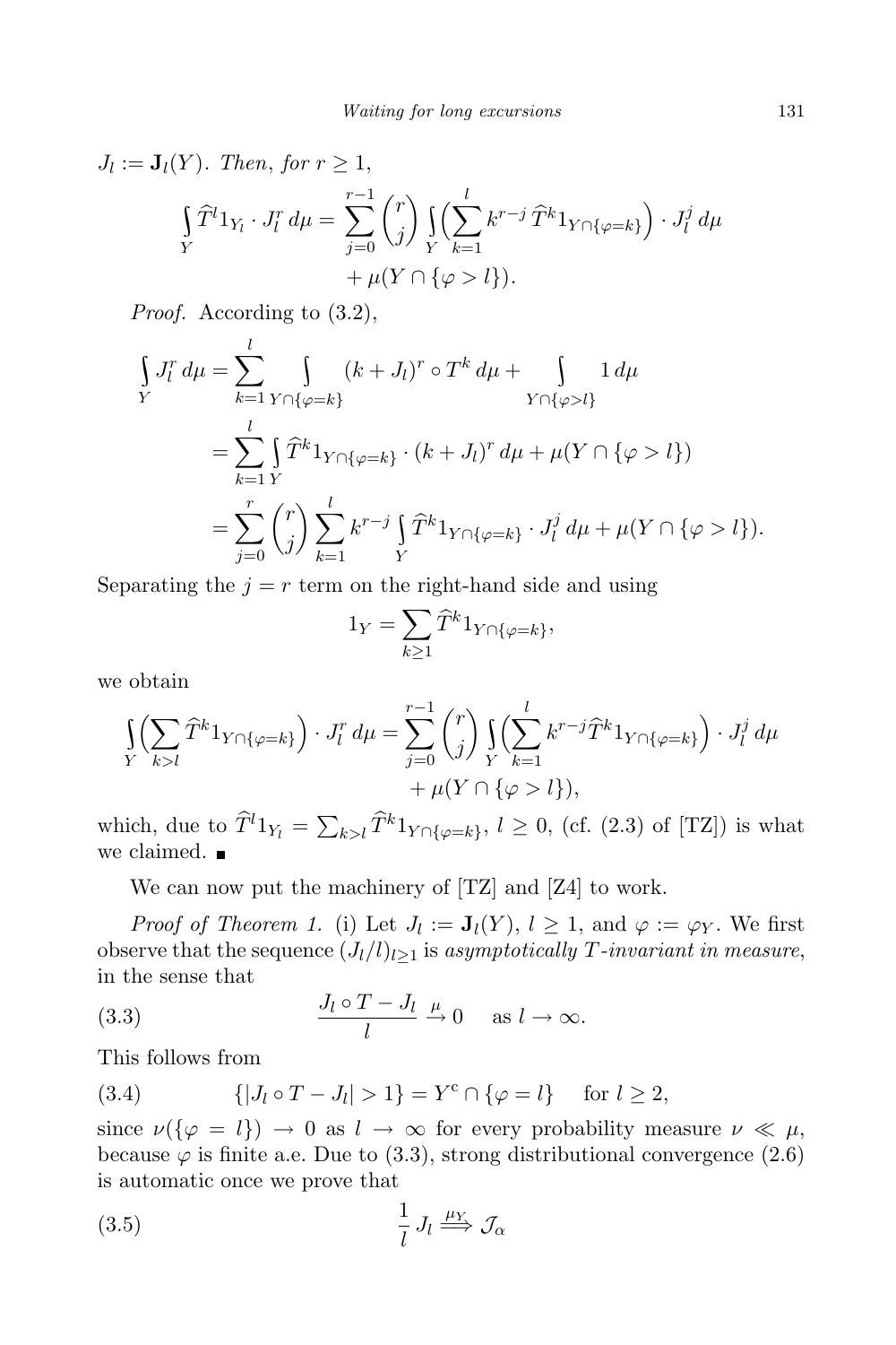$J_l := \mathbf{J}_l(Y)$. *Then, for* $r \geq 1$,

$$\int_Y \widehat{T}^l 1_{Y_l} \cdot J_l^r \, d\mu = \sum_{j=0}^{r-1} \binom{r}{j} \int_Y \Big( \sum_{k=1}^{l} k^{r-j} \, \widehat{T}^k 1_{Y \cap \{\varphi = k\}} \Big) \cdot J_l^j \, d\mu + \mu(Y \cap \{\varphi > l\}).$$

*Proof.* According to (3.2),

$$\begin{aligned}
\int_Y J_l^r \, d\mu &= \sum_{k=1}^{l} \int_{Y \cap \{\varphi = k\}} (k + J_l)^r \circ T^k \, d\mu + \int_{Y \cap \{\varphi > l\}} 1 \, d\mu \\
&= \sum_{k=1}^{l} \int_Y \widehat{T}^k 1_{Y \cap \{\varphi = k\}} \cdot (k + J_l)^r \, d\mu + \mu(Y \cap \{\varphi > l\}) \\
&= \sum_{j=0}^{r} \binom{r}{j} \sum_{k=1}^{l} k^{r-j} \int_Y \widehat{T}^k 1_{Y \cap \{\varphi = k\}} \cdot J_l^j \, d\mu + \mu(Y \cap \{\varphi > l\}).
\end{aligned}$$

Separating the $j = r$ term on the right-hand side and using

$$1_Y = \sum_{k \geq 1} \widehat{T}^k 1_{Y \cap \{\varphi = k\}},$$

we obtain

$$\int_Y \Big( \sum_{k > l} \widehat{T}^k 1_{Y \cap \{\varphi = k\}} \Big) \cdot J_l^r \, d\mu = \sum_{j=0}^{r-1} \binom{r}{j} \int_Y \Big( \sum_{k=1}^{l} k^{r-j} \widehat{T}^k 1_{Y \cap \{\varphi = k\}} \Big) \cdot J_l^j \, d\mu + \mu(Y \cap \{\varphi > l\}),$$

which, due to $\widehat{T}^l 1_{Y_l} = \sum_{k>l} \widehat{T}^k 1_{Y \cap \{\varphi = k\}}$, $l \geq 0$, (cf. (2.3) of [TZ]) is what we claimed. ∎

We can now put the machinery of [TZ] and [Z4] to work.

*Proof of Theorem 1.* (i) Let $J_l := \mathbf{J}_l(Y)$, $l \geq 1$, and $\varphi := \varphi_Y$. We first observe that the sequence $(J_l/l)_{l \geq 1}$ is *asymptotically $T$-invariant in measure*, in the sense that

$$\frac{J_l \circ T - J_l}{l} \xrightarrow{\mu} 0 \quad \text{as } l \to \infty. \tag{3.3}$$

This follows from

$$\{|J_l \circ T - J_l| > 1\} = Y^c \cap \{\varphi = l\} \quad \text{for } l \geq 2, \tag{3.4}$$

since $\nu(\{\varphi = l\}) \to 0$ as $l \to \infty$ for every probability measure $\nu \ll \mu$, because $\varphi$ is finite a.e. Due to (3.3), strong distributional convergence (2.6) is automatic once we prove that

$$\frac{1}{l} J_l \overset{\mu_Y}{\Longrightarrow} \mathcal{J}_\alpha \tag{3.5}$$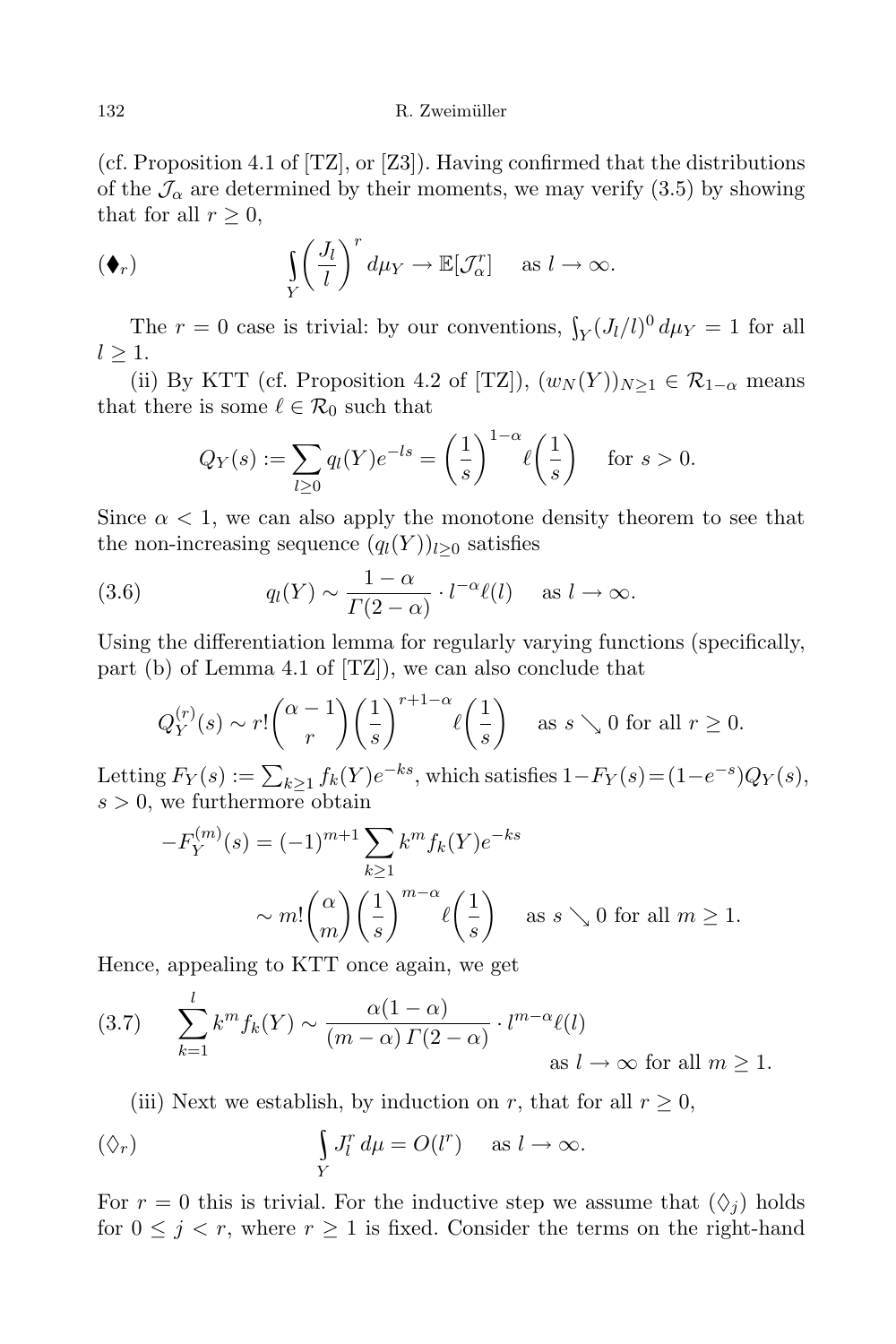(cf. Proposition 4.1 of [TZ], or [Z3]). Having confirmed that the distributions of the $\mathcal{J}_\alpha$ are determined by their moments, we may verify (3.5) by showing that for all $r \geq 0$,

$$(\blacklozenge_r) \qquad \int_Y \left(\frac{J_l}{l}\right)^r d\mu_Y \to \mathbb{E}[\mathcal{J}_\alpha^r] \quad \text{as } l \to \infty.$$

The $r = 0$ case is trivial: by our conventions, $\int_Y (J_l/l)^0 \, d\mu_Y = 1$ for all $l \geq 1$.

(ii) By KTT (cf. Proposition 4.2 of [TZ]), $(w_N(Y))_{N\geq 1} \in \mathcal{R}_{1-\alpha}$ means that there is some $\ell \in \mathcal{R}_0$ such that

$$Q_Y(s) := \sum_{l\geq 0} q_l(Y) e^{-ls} = \left(\frac{1}{s}\right)^{1-\alpha} \ell\left(\frac{1}{s}\right) \quad \text{for } s > 0.$$

Since $\alpha < 1$, we can also apply the monotone density theorem to see that the non-increasing sequence $(q_l(Y))_{l\geq 0}$ satisfies

$$(3.6) \qquad q_l(Y) \sim \frac{1-\alpha}{\Gamma(2-\alpha)} \cdot l^{-\alpha} \ell(l) \quad \text{as } l \to \infty.$$

Using the differentiation lemma for regularly varying functions (specifically, part (b) of Lemma 4.1 of [TZ]), we can also conclude that

$$Q_Y^{(r)}(s) \sim r! \binom{\alpha-1}{r} \left(\frac{1}{s}\right)^{r+1-\alpha} \ell\left(\frac{1}{s}\right) \quad \text{as } s \searrow 0 \text{ for all } r \geq 0.$$

Letting $F_Y(s) := \sum_{k\geq 1} f_k(Y) e^{-ks}$, which satisfies $1-F_Y(s) = (1-e^{-s}) Q_Y(s)$, $s > 0$, we furthermore obtain

$$\begin{aligned}
-F_Y^{(m)}(s) &= (-1)^{m+1} \sum_{k\geq 1} k^m f_k(Y) e^{-ks} \\
&\sim m! \binom{\alpha}{m} \left(\frac{1}{s}\right)^{m-\alpha} \ell\left(\frac{1}{s}\right) \quad \text{as } s \searrow 0 \text{ for all } m \geq 1.
\end{aligned}$$

Hence, appealing to KTT once again, we get

$$(3.7) \qquad \sum_{k=1}^{l} k^m f_k(Y) \sim \frac{\alpha(1-\alpha)}{(m-\alpha)\,\Gamma(2-\alpha)} \cdot l^{m-\alpha} \ell(l) \quad \text{as } l \to \infty \text{ for all } m \geq 1.$$

(iii) Next we establish, by induction on $r$, that for all $r \geq 0$,

$$(\lozenge_r) \qquad \int_Y J_l^r \, d\mu = O(l^r) \quad \text{as } l \to \infty.$$

For $r = 0$ this is trivial. For the inductive step we assume that $(\lozenge_j)$ holds for $0 \leq j < r$, where $r \geq 1$ is fixed. Consider the terms on the right-hand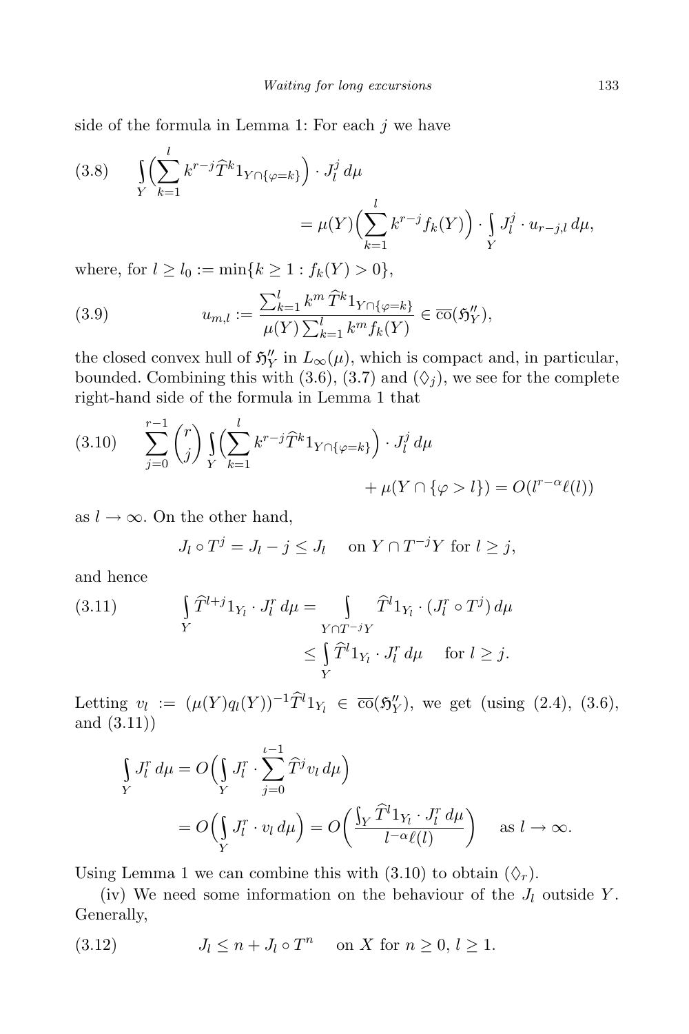side of the formula in Lemma 1: For each $j$ we have

$$
\int_Y \Big( \sum_{k=1}^{l} k^{r-j} \widehat{T}^k 1_{Y\cap\{\varphi=k\}} \Big) \cdot J_l^j \, d\mu = \mu(Y) \Big( \sum_{k=1}^{l} k^{r-j} f_k(Y) \Big) \cdot \int_Y J_l^j \cdot u_{r-j,l} \, d\mu, \tag{3.8}
$$

where, for $l \geq l_0 := \min\{k \geq 1 : f_k(Y) > 0\}$,

$$
u_{m,l} := \frac{\sum_{k=1}^{l} k^m \, \widehat{T}^k 1_{Y\cap\{\varphi=k\}}}{\mu(Y) \sum_{k=1}^{l} k^m f_k(Y)} \in \overline{\mathrm{co}}(\mathfrak{H}_Y''), \tag{3.9}
$$

the closed convex hull of $\mathfrak{H}_Y''$ in $L_\infty(\mu)$, which is compact and, in particular, bounded. Combining this with (3.6), (3.7) and $(\Diamond_j)$, we see for the complete right-hand side of the formula in Lemma 1 that

$$
\sum_{j=0}^{r-1} \binom{r}{j} \int_Y \Big( \sum_{k=1}^{l} k^{r-j} \widehat{T}^k 1_{Y\cap\{\varphi=k\}} \Big) \cdot J_l^j \, d\mu + \mu(Y \cap \{\varphi > l\}) = O(l^{r-\alpha} \ell(l)) \tag{3.10}
$$

as $l \to \infty$. On the other hand,

$$
J_l \circ T^j = J_l - j \leq J_l \quad \text{ on } Y \cap T^{-j} Y \text{ for } l \geq j,
$$

and hence

$$
\int_Y \widehat{T}^{l+j} 1_{Y_l} \cdot J_l^r \, d\mu = \int_{Y\cap T^{-j}Y} \widehat{T}^l 1_{Y_l} \cdot (J_l^r \circ T^j) \, d\mu \leq \int_Y \widehat{T}^l 1_{Y_l} \cdot J_l^r \, d\mu \quad \text{ for } l \geq j. \tag{3.11}
$$

Letting $v_l := (\mu(Y) q_l(Y))^{-1} \widehat{T}^l 1_{Y_l} \in \overline{\mathrm{co}}(\mathfrak{H}_Y'')$, we get (using (2.4), (3.6), and (3.11))

$$
\begin{aligned}
\int_Y J_l^r \, d\mu &= O\Big( \int_Y J_l^r \cdot \sum_{j=0}^{\iota-1} \widehat{T}^j v_l \, d\mu \Big) \\
&= O\Big( \int_Y J_l^r \cdot v_l \, d\mu \Big) = O\bigg( \frac{\int_Y \widehat{T}^l 1_{Y_l} \cdot J_l^r \, d\mu}{l^{-\alpha} \ell(l)} \bigg) \quad \text{ as } l \to \infty.
\end{aligned}
$$

Using Lemma 1 we can combine this with (3.10) to obtain $(\Diamond_r)$.

(iv) We need some information on the behaviour of the $J_l$ outside $Y$. Generally,

$$
J_l \leq n + J_l \circ T^n \quad \text{ on } X \text{ for } n \geq 0, \ l \geq 1. \tag{3.12}
$$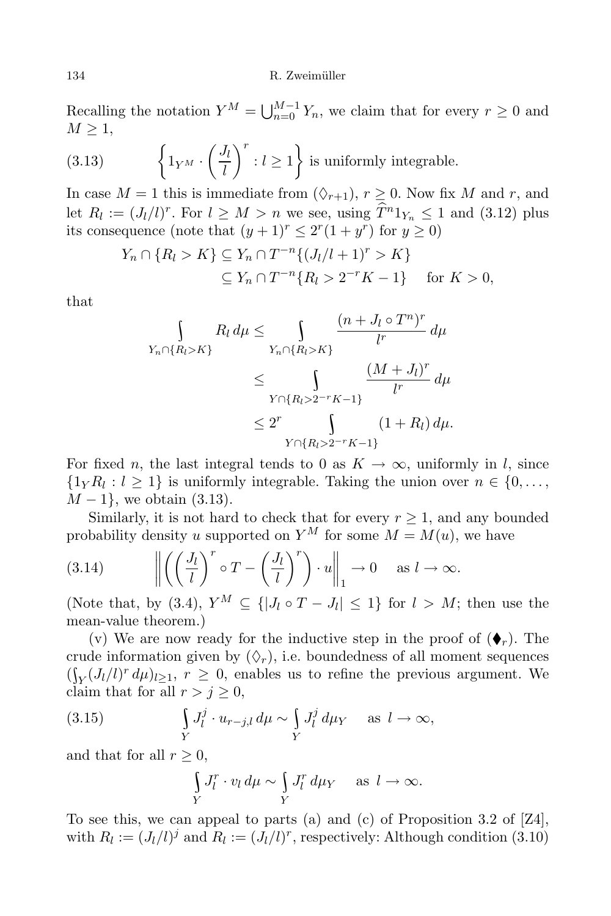Recalling the notation $Y^M = \bigcup_{n=0}^{M-1} Y_n$, we claim that for every $r \geq 0$ and $M \geq 1$,

$$\left\{ 1_{Y^M} \cdot \left(\frac{J_l}{l}\right)^r : l \geq 1 \right\} \text{ is uniformly integrable.} \tag{3.13}$$

In case $M = 1$ this is immediate from $(\Diamond_{r+1})$, $r \geq 0$. Now fix $M$ and $r$, and let $R_l := (J_l/l)^r$. For $l \geq M > n$ we see, using $\widehat{T}^n 1_{Y_n} \leq 1$ and (3.12) plus its consequence (note that $(y+1)^r \leq 2^r(1+y^r)$ for $y \geq 0$)

$$\begin{aligned} Y_n \cap \{R_l > K\} &\subseteq Y_n \cap T^{-n}\{(J_l/l+1)^r > K\} \\ &\subseteq Y_n \cap T^{-n}\{R_l > 2^{-r}K - 1\} \quad \text{for } K > 0, \end{aligned}$$

that

$$\begin{aligned} \int\limits_{Y_n \cap \{R_l > K\}} R_l \, d\mu &\leq \int\limits_{Y_n \cap \{R_l > K\}} \frac{(n + J_l \circ T^n)^r}{l^r} \, d\mu \\ &\leq \int\limits_{Y \cap \{R_l > 2^{-r}K - 1\}} \frac{(M + J_l)^r}{l^r} \, d\mu \\ &\leq 2^r \int\limits_{Y \cap \{R_l > 2^{-r}K - 1\}} (1 + R_l) \, d\mu. \end{aligned}$$

For fixed $n$, the last integral tends to 0 as $K \to \infty$, uniformly in $l$, since $\{1_Y R_l : l \geq 1\}$ is uniformly integrable. Taking the union over $n \in \{0, \dots, M-1\}$, we obtain (3.13).

Similarly, it is not hard to check that for every $r \geq 1$, and any bounded probability density $u$ supported on $Y^M$ for some $M = M(u)$, we have

$$\left\| \left( \left(\frac{J_l}{l}\right)^r \circ T - \left(\frac{J_l}{l}\right)^r \right) \cdot u \right\|_1 \to 0 \quad \text{as } l \to \infty. \tag{3.14}$$

(Note that, by (3.4), $Y^M \subseteq \{|J_l \circ T - J_l| \leq 1\}$ for $l > M$; then use the mean-value theorem.)

(v) We are now ready for the inductive step in the proof of $(\blacklozenge_r)$. The crude information given by $(\Diamond_r)$, i.e. boundedness of all moment sequences $(\int_Y (J_l/l)^r \, d\mu)_{l \geq 1}$, $r \geq 0$, enables us to refine the previous argument. We claim that for all $r > j \geq 0$,

$$\int\limits_Y J_l^j \cdot u_{r-j,l} \, d\mu \sim \int\limits_Y J_l^j \, d\mu_Y \quad \text{as } l \to \infty, \tag{3.15}$$

and that for all $r \geq 0$,

$$\int\limits_Y J_l^r \cdot v_l \, d\mu \sim \int\limits_Y J_l^r \, d\mu_Y \quad \text{as } l \to \infty.$$

To see this, we can appeal to parts (a) and (c) of Proposition 3.2 of [Z4], with $R_l := (J_l/l)^j$ and $R_l := (J_l/l)^r$, respectively: Although condition (3.10)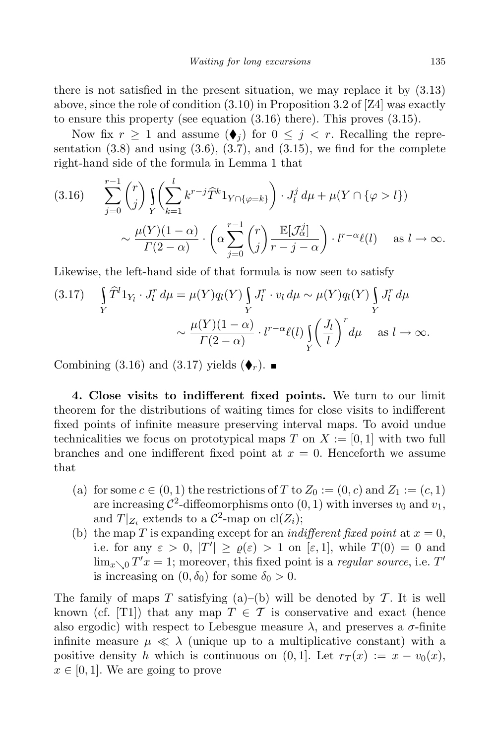there is not satisfied in the present situation, we may replace it by (3.13) above, since the role of condition (3.10) in Proposition 3.2 of [Z4] was exactly to ensure this property (see equation (3.16) there). This proves (3.15).

Now fix $r \geq 1$ and assume $(\blacklozenge_j)$ for $0 \leq j < r$. Recalling the representation (3.8) and using (3.6), (3.7), and (3.15), we find for the complete right-hand side of the formula in Lemma 1 that

$$
\begin{aligned}
(3.16)\qquad \sum_{j=0}^{r-1} \binom{r}{j} \int_Y \bigg( \sum_{k=1}^{l} k^{r-j} \widehat{T}^k 1_{Y \cap \{\varphi = k\}} \bigg) \cdot J_l^j \, d\mu + \mu(Y \cap \{\varphi > l\}) \\
\sim \frac{\mu(Y)(1-\alpha)}{\Gamma(2-\alpha)} \cdot \bigg( \alpha \sum_{j=0}^{r-1} \binom{r}{j} \frac{\mathbb{E}[\mathcal{J}_\alpha^j]}{r-j-\alpha} \bigg) \cdot l^{r-\alpha} \ell(l) \quad \text{as } l \to \infty.
\end{aligned}
$$

Likewise, the left-hand side of that formula is now seen to satisfy

$$
\begin{aligned}
(3.17)\qquad \int_Y \widehat{T}^l 1_{Y_l} \cdot J_l^r \, d\mu = \mu(Y) q_l(Y) \int_Y J_l^r \cdot v_l \, d\mu \sim \mu(Y) q_l(Y) \int_Y J_l^r \, d\mu \\
\sim \frac{\mu(Y)(1-\alpha)}{\Gamma(2-\alpha)} \cdot l^{r-\alpha} \ell(l) \int_Y \bigg( \frac{J_l}{l} \bigg)^r d\mu \quad \text{as } l \to \infty.
\end{aligned}
$$

Combining (3.16) and (3.17) yields $(\blacklozenge_r)$. ∎

**4. Close visits to indifferent fixed points.** We turn to our limit theorem for the distributions of waiting times for close visits to indifferent fixed points of infinite measure preserving interval maps. To avoid undue technicalities we focus on prototypical maps $T$ on $X := [0,1]$ with two full branches and one indifferent fixed point at $x = 0$. Henceforth we assume that

(a) for some $c \in (0,1)$ the restrictions of $T$ to $Z_0 := (0,c)$ and $Z_1 := (c,1)$ are increasing $\mathcal{C}^2$-diffeomorphisms onto $(0,1)$ with inverses $v_0$ and $v_1$, and $T|_{Z_i}$ extends to a $\mathcal{C}^2$-map on $\mathrm{cl}(Z_i)$;

(b) the map $T$ is expanding except for an *indifferent fixed point* at $x = 0$, i.e. for any $\varepsilon > 0$, $|T'| \geq \varrho(\varepsilon) > 1$ on $[\varepsilon, 1]$, while $T(0) = 0$ and $\lim_{x \searrow 0} T'x = 1$; moreover, this fixed point is a *regular source*, i.e. $T'$ is increasing on $(0, \delta_0)$ for some $\delta_0 > 0$.

The family of maps $T$ satisfying (a)–(b) will be denoted by $\mathcal{T}$. It is well known (cf. [T1]) that any map $T \in \mathcal{T}$ is conservative and exact (hence also ergodic) with respect to Lebesgue measure $\lambda$, and preserves a $\sigma$-finite infinite measure $\mu \ll \lambda$ (unique up to a multiplicative constant) with a positive density $h$ which is continuous on $(0,1]$. Let $r_T(x) := x - v_0(x)$, $x \in [0,1]$. We are going to prove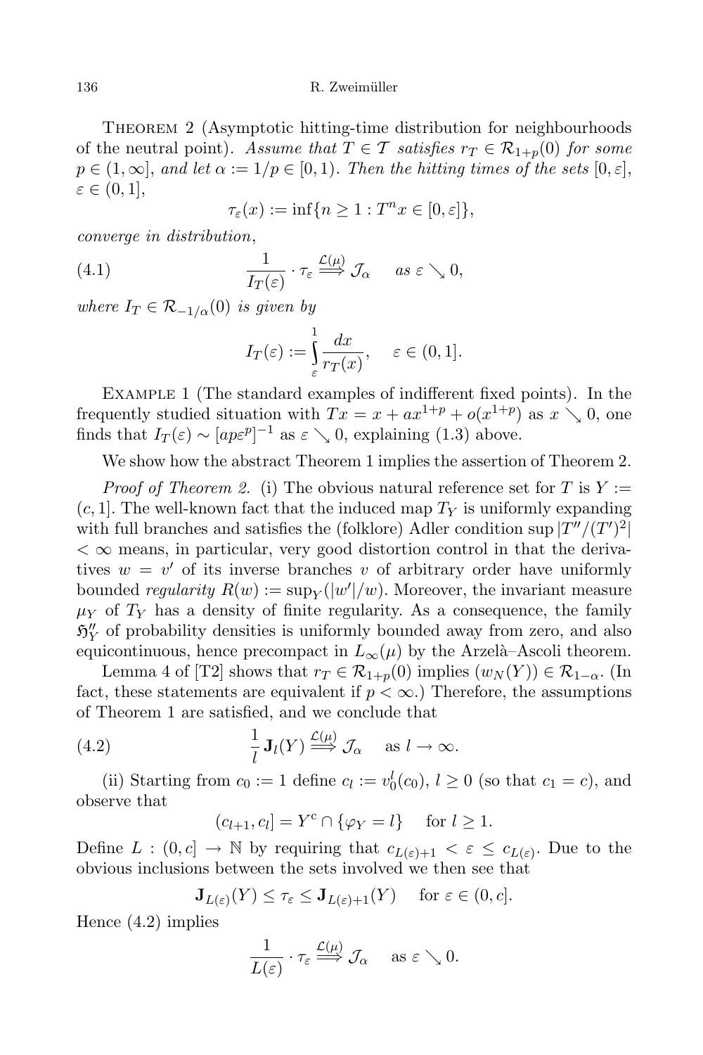Theorem 2 (Asymptotic hitting-time distribution for neighbourhoods of the neutral point). *Assume that $T \in \mathcal{T}$ satisfies $r_T \in \mathcal{R}_{1+p}(0)$ for some $p \in (1, \infty]$, and let $\alpha := 1/p \in [0, 1)$. Then the hitting times of the sets $[0, \varepsilon]$, $\varepsilon \in (0, 1]$,*

$$\tau_\varepsilon(x) := \inf\{n \geq 1 : T^n x \in [0, \varepsilon]\},$$

*converge in distribution*,

$$\frac{1}{I_T(\varepsilon)} \cdot \tau_\varepsilon \overset{\mathcal{L}(\mu)}{\Longrightarrow} \mathcal{J}_\alpha \quad \text{as } \varepsilon \searrow 0, \tag{4.1}$$

*where $I_T \in \mathcal{R}_{-1/\alpha}(0)$ is given by*

$$I_T(\varepsilon) := \int_\varepsilon^1 \frac{dx}{r_T(x)}, \quad \varepsilon \in (0, 1].$$

Example 1 (The standard examples of indifferent fixed points). In the frequently studied situation with $Tx = x + ax^{1+p} + o(x^{1+p})$ as $x \searrow 0$, one finds that $I_T(\varepsilon) \sim [ap\varepsilon^p]^{-1}$ as $\varepsilon \searrow 0$, explaining (1.3) above.

We show how the abstract Theorem 1 implies the assertion of Theorem 2.

*Proof of Theorem 2.* (i) The obvious natural reference set for $T$ is $Y := (c, 1]$. The well-known fact that the induced map $T_Y$ is uniformly expanding with full branches and satisfies the (folklore) Adler condition $\sup |T''/(T')^2| < \infty$ means, in particular, very good distortion control in that the derivatives $w = v'$ of its inverse branches $v$ of arbitrary order have uniformly bounded *regularity* $R(w) := \sup_Y(|w'|/w)$. Moreover, the invariant measure $\mu_Y$ of $T_Y$ has a density of finite regularity. As a consequence, the family $\mathfrak{H}''_Y$ of probability densities is uniformly bounded away from zero, and also equicontinuous, hence precompact in $L_\infty(\mu)$ by the Arzelà–Ascoli theorem.

Lemma 4 of [T2] shows that $r_T \in \mathcal{R}_{1+p}(0)$ implies $(w_N(Y)) \in \mathcal{R}_{1-\alpha}$. (In fact, these statements are equivalent if $p < \infty$.) Therefore, the assumptions of Theorem 1 are satisfied, and we conclude that

$$\frac{1}{l}\, \mathbf{J}_l(Y) \overset{\mathcal{L}(\mu)}{\Longrightarrow} \mathcal{J}_\alpha \quad \text{as } l \to \infty. \tag{4.2}$$

(ii) Starting from $c_0 := 1$ define $c_l := v_0^l(c_0)$, $l \geq 0$ (so that $c_1 = c$), and observe that

$$(c_{l+1}, c_l] = Y^c \cap \{\varphi_Y = l\} \quad \text{for } l \geq 1.$$

Define $L : (0, c] \to \mathbb{N}$ by requiring that $c_{L(\varepsilon)+1} < \varepsilon \leq c_{L(\varepsilon)}$. Due to the obvious inclusions between the sets involved we then see that

$$\mathbf{J}_{L(\varepsilon)}(Y) \leq \tau_\varepsilon \leq \mathbf{J}_{L(\varepsilon)+1}(Y) \quad \text{for } \varepsilon \in (0, c].$$

Hence (4.2) implies

$$\frac{1}{L(\varepsilon)} \cdot \tau_\varepsilon \overset{\mathcal{L}(\mu)}{\Longrightarrow} \mathcal{J}_\alpha \quad \text{as } \varepsilon \searrow 0.$$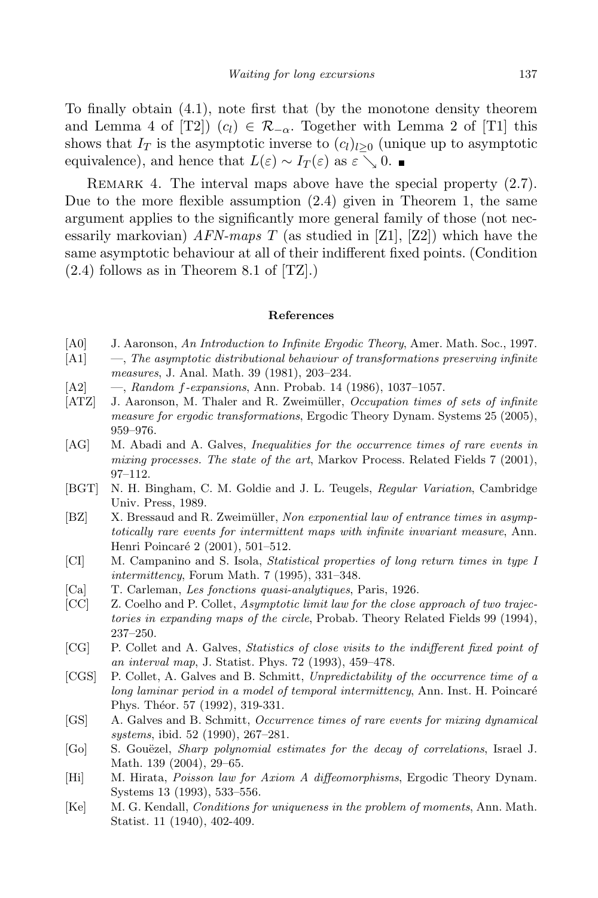To finally obtain (4.1), note first that (by the monotone density theorem and Lemma 4 of [T2]) $(c_l) \in \mathcal{R}_{-\alpha}$. Together with Lemma 2 of [T1] this shows that $I_T$ is the asymptotic inverse to $(c_l)_{l\geq 0}$ (unique up to asymptotic equivalence), and hence that $L(\varepsilon) \sim I_T(\varepsilon)$ as $\varepsilon \searrow 0$. ■

REMARK 4. The interval maps above have the special property (2.7). Due to the more flexible assumption (2.4) given in Theorem 1, the same argument applies to the significantly more general family of those (not necessarily markovian) *AFN-maps* $T$ (as studied in [Z1], [Z2]) which have the same asymptotic behaviour at all of their indifferent fixed points. (Condition (2.4) follows as in Theorem 8.1 of [TZ].)

## References

[A0] J. Aaronson, *An Introduction to Infinite Ergodic Theory*, Amer. Math. Soc., 1997.

[A1] —, *The asymptotic distributional behaviour of transformations preserving infinite measures*, J. Anal. Math. 39 (1981), 203–234.

[A2] —, *Random f-expansions*, Ann. Probab. 14 (1986), 1037–1057.

[ATZ] J. Aaronson, M. Thaler and R. Zweimüller, *Occupation times of sets of infinite measure for ergodic transformations*, Ergodic Theory Dynam. Systems 25 (2005), 959–976.

[AG] M. Abadi and A. Galves, *Inequalities for the occurrence times of rare events in mixing processes. The state of the art*, Markov Process. Related Fields 7 (2001), 97–112.

[BGT] N. H. Bingham, C. M. Goldie and J. L. Teugels, *Regular Variation*, Cambridge Univ. Press, 1989.

[BZ] X. Bressaud and R. Zweimüller, *Non exponential law of entrance times in asymptotically rare events for intermittent maps with infinite invariant measure*, Ann. Henri Poincaré 2 (2001), 501–512.

[CI] M. Campanino and S. Isola, *Statistical properties of long return times in type I intermittency*, Forum Math. 7 (1995), 331–348.

[Ca] T. Carleman, *Les fonctions quasi-analytiques*, Paris, 1926.

[CC] Z. Coelho and P. Collet, *Asymptotic limit law for the close approach of two trajectories in expanding maps of the circle*, Probab. Theory Related Fields 99 (1994), 237–250.

[CG] P. Collet and A. Galves, *Statistics of close visits to the indifferent fixed point of an interval map*, J. Statist. Phys. 72 (1993), 459–478.

[CGS] P. Collet, A. Galves and B. Schmitt, *Unpredictability of the occurrence time of a long laminar period in a model of temporal intermittency*, Ann. Inst. H. Poincaré Phys. Théor. 57 (1992), 319-331.

[GS] A. Galves and B. Schmitt, *Occurrence times of rare events for mixing dynamical systems*, ibid. 52 (1990), 267–281.

[Go] S. Gouëzel, *Sharp polynomial estimates for the decay of correlations*, Israel J. Math. 139 (2004), 29–65.

[Hi] M. Hirata, *Poisson law for Axiom A diffeomorphisms*, Ergodic Theory Dynam. Systems 13 (1993), 533–556.

[Ke] M. G. Kendall, *Conditions for uniqueness in the problem of moments*, Ann. Math. Statist. 11 (1940), 402-409.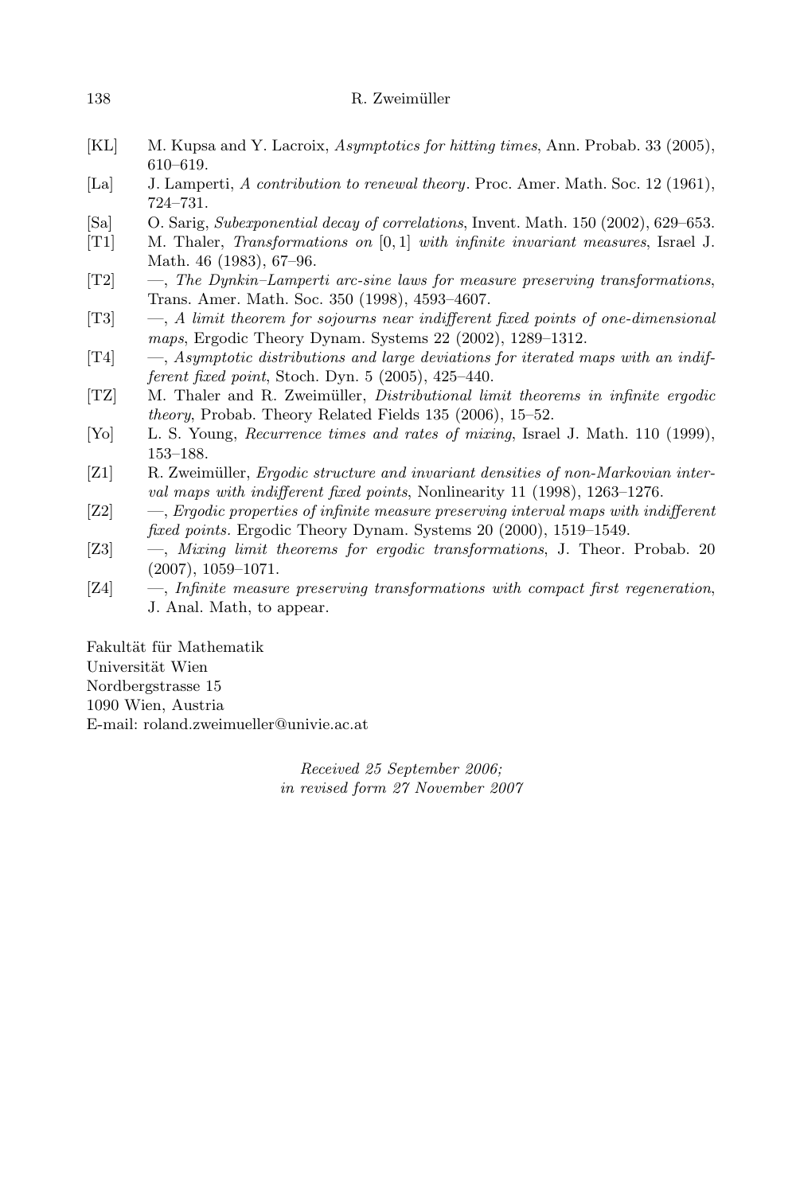[KL] M. Kupsa and Y. Lacroix, *Asymptotics for hitting times*, Ann. Probab. 33 (2005), 610–619.

[La] J. Lamperti, *A contribution to renewal theory*. Proc. Amer. Math. Soc. 12 (1961), 724–731.

[Sa] O. Sarig, *Subexponential decay of correlations*, Invent. Math. 150 (2002), 629–653.

[T1] M. Thaler, *Transformations on* $[0,1]$ *with infinite invariant measures*, Israel J. Math. 46 (1983), 67–96.

[T2] —, *The Dynkin–Lamperti arc-sine laws for measure preserving transformations*, Trans. Amer. Math. Soc. 350 (1998), 4593–4607.

[T3] —, *A limit theorem for sojourns near indifferent fixed points of one-dimensional maps*, Ergodic Theory Dynam. Systems 22 (2002), 1289–1312.

[T4] —, *Asymptotic distributions and large deviations for iterated maps with an indifferent fixed point*, Stoch. Dyn. 5 (2005), 425–440.

[TZ] M. Thaler and R. Zweimüller, *Distributional limit theorems in infinite ergodic theory*, Probab. Theory Related Fields 135 (2006), 15–52.

[Yo] L. S. Young, *Recurrence times and rates of mixing*, Israel J. Math. 110 (1999), 153–188.

[Z1] R. Zweimüller, *Ergodic structure and invariant densities of non-Markovian interval maps with indifferent fixed points*, Nonlinearity 11 (1998), 1263–1276.

[Z2] —, *Ergodic properties of infinite measure preserving interval maps with indifferent fixed points.* Ergodic Theory Dynam. Systems 20 (2000), 1519–1549.

[Z3] —, *Mixing limit theorems for ergodic transformations*, J. Theor. Probab. 20 (2007), 1059–1071.

[Z4] —, *Infinite measure preserving transformations with compact first regeneration*, J. Anal. Math, to appear.

Fakultät für Mathematik
Universität Wien
Nordbergstrasse 15
1090 Wien, Austria
E-mail: roland.zweimueller@univie.ac.at

*Received 25 September 2006;*
*in revised form 27 November 2007*